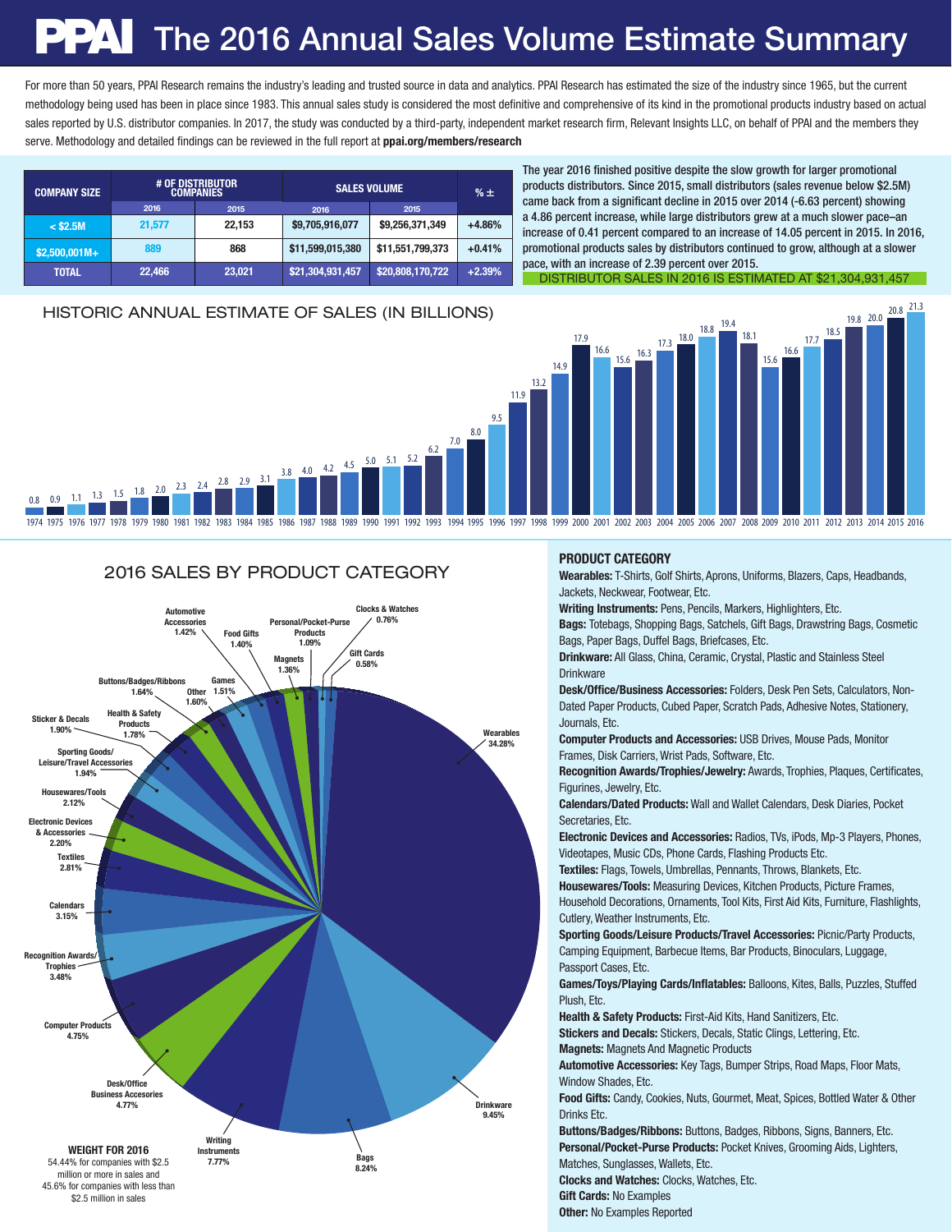# PPAI The 2016 Annual Sales Volume Estimate Summary

For more than 50 years, PPAI Research remains the industry's leading and trusted source in data and analytics. PPAI Research has estimated the size of the industry since 1965, but the current methodology being used has been in place since 1983. This annual sales study is considered the most definitive and comprehensive of its kind in the promotional products industry based on actual sales reported by U.S. distributor companies. In 2017, the study was conducted by a third-party, independent market research firm, Relevant Insights LLC, on behalf of PPAI and the members they serve. Methodology and detailed findings can be reviewed in the full report at **ppai.org/members/research**

| COMPANY SIZE | # OF DISTRIBUTOR COMPANIES | | SALES VOLUME | | % ± |
|---|---|---|---|---|---|
| | 2016 | 2015 | 2016 | 2015 | |
| < $2.5M | 21,577 | 22,153 | $9,705,916,077 | $9,256,371,349 | +4.86% |
| $2,500,001M+ | 889 | 868 | $11,599,015,380 | $11,551,799,373 | +0.41% |
| TOTAL | 22,466 | 23,021 | $21,304,931,457 | $20,808,170,722 | +2.39% |

The year 2016 finished positive despite the slow growth for larger promotional products distributors. Since 2015, small distributors (sales revenue below $2.5M) came back from a significant decline in 2015 over 2014 (-6.63 percent) showing a 4.86 percent increase, while large distributors grew at a much slower pace–an increase of 0.41 percent compared to an increase of 14.05 percent in 2015. In 2016, promotional products sales by distributors continued to grow, although at a slower pace, with an increase of 2.39 percent over 2015.

DISTRIBUTOR SALES IN 2016 IS ESTIMATED AT $21,304,931,457

## HISTORIC ANNUAL ESTIMATE OF SALES (IN BILLIONS)

| Year | Sales |
|---|---|
| 1974 | 0.8 |
| 1975 | 0.9 |
| 1976 | 1.1 |
| 1977 | 1.3 |
| 1978 | 1.5 |
| 1979 | 1.8 |
| 1980 | 2.0 |
| 1981 | 2.3 |
| 1982 | 2.4 |
| 1983 | 2.8 |
| 1984 | 2.9 |
| 1985 | 3.1 |
| 1986 | 3.8 |
| 1987 | 4.0 |
| 1988 | 4.2 |
| 1989 | 4.5 |
| 1990 | 5.0 |
| 1991 | 5.1 |
| 1992 | 5.2 |
| 1993 | 6.2 |
| 1994 | 7.0 |
| 1995 | 8.0 |
| 1996 | 9.5 |
| 1997 | 11.9 |
| 1998 | 13.2 |
| 1999 | 14.9 |
| 2000 | 17.9 |
| 2001 | 16.6 |
| 2002 | 15.6 |
| 2003 | 16.3 |
| 2004 | 17.3 |
| 2005 | 18.0 |
| 2006 | 18.8 |
| 2007 | 19.4 |
| 2008 | 18.1 |
| 2009 | 15.6 |
| 2010 | 16.6 |
| 2011 | 17.7 |
| 2012 | 18.5 |
| 2013 | 19.8 |
| 2014 | 20.0 |
| 2015 | 20.8 |
| 2016 | 21.3 |

## 2016 SALES BY PRODUCT CATEGORY

| Category | Share |
|---|---|
| Wearables | 34.28% |
| Drinkware | 9.45% |
| Bags | 8.24% |
| Writing Instruments | 7.77% |
| Desk/Office Business Accesories | 4.77% |
| Computer Products | 4.75% |
| Recognition Awards/Trophies | 3.48% |
| Calendars | 3.15% |
| Textiles | 2.81% |
| Electronic Devices & Accessories | 2.20% |
| Housewares/Tools | 2.12% |
| Sporting Goods/Leisure/Travel Accessories | 1.94% |
| Sticker & Decals | 1.90% |
| Health & Safety Products | 1.78% |
| Buttons/Badges/Ribbons | 1.64% |
| Other | 1.60% |
| Games | 1.51% |
| Automotive Accessories | 1.42% |
| Food Gifts | 1.40% |
| Magnets | 1.36% |
| Personal/Pocket-Purse Products | 1.09% |
| Clocks & Watches | 0.76% |
| Gift Cards | 0.58% |

**WEIGHT FOR 2016**
54.44% for companies with $2.5 million or more in sales and 45.6% for companies with less than $2.5 million in sales

### PRODUCT CATEGORY

**Wearables:** T-Shirts, Golf Shirts, Aprons, Uniforms, Blazers, Caps, Headbands, Jackets, Neckwear, Footwear, Etc.
**Writing Instruments:** Pens, Pencils, Markers, Highlighters, Etc.
**Bags:** Totebags, Shopping Bags, Satchels, Gift Bags, Drawstring Bags, Cosmetic Bags, Paper Bags, Duffel Bags, Briefcases, Etc.
**Drinkware:** All Glass, China, Ceramic, Crystal, Plastic and Stainless Steel Drinkware
**Desk/Office/Business Accessories:** Folders, Desk Pen Sets, Calculators, Non-Dated Paper Products, Cubed Paper, Scratch Pads, Adhesive Notes, Stationery, Journals, Etc.
**Computer Products and Accessories:** USB Drives, Mouse Pads, Monitor Frames, Disk Carriers, Wrist Pads, Software, Etc.
**Recognition Awards/Trophies/Jewelry:** Awards, Trophies, Plaques, Certificates, Figurines, Jewelry, Etc.
**Calendars/Dated Products:** Wall and Wallet Calendars, Desk Diaries, Pocket Secretaries, Etc.
**Electronic Devices and Accessories:** Radios, TVs, iPods, Mp-3 Players, Phones, Videotapes, Music CDs, Phone Cards, Flashing Products Etc.
**Textiles:** Flags, Towels, Umbrellas, Pennants, Throws, Blankets, Etc.
**Housewares/Tools:** Measuring Devices, Kitchen Products, Picture Frames, Household Decorations, Ornaments, Tool Kits, First Aid Kits, Furniture, Flashlights, Cutlery, Weather Instruments, Etc.
**Sporting Goods/Leisure Products/Travel Accessories:** Picnic/Party Products, Camping Equipment, Barbecue Items, Bar Products, Binoculars, Luggage, Passport Cases, Etc.
**Games/Toys/Playing Cards/Inflatables:** Balloons, Kites, Balls, Puzzles, Stuffed Plush, Etc.
**Health & Safety Products:** First-Aid Kits, Hand Sanitizers, Etc.
**Stickers and Decals:** Stickers, Decals, Static Clings, Lettering, Etc.
**Magnets:** Magnets And Magnetic Products
**Automotive Accessories:** Key Tags, Bumper Strips, Road Maps, Floor Mats, Window Shades, Etc.
**Food Gifts:** Candy, Cookies, Nuts, Gourmet, Meat, Spices, Bottled Water & Other Drinks Etc.
**Buttons/Badges/Ribbons:** Buttons, Badges, Ribbons, Signs, Banners, Etc.
**Personal/Pocket-Purse Products:** Pocket Knives, Grooming Aids, Lighters, Matches, Sunglasses, Wallets, Etc.
**Clocks and Watches:** Clocks, Watches, Etc.
**Gift Cards:** No Examples
**Other:** No Examples Reported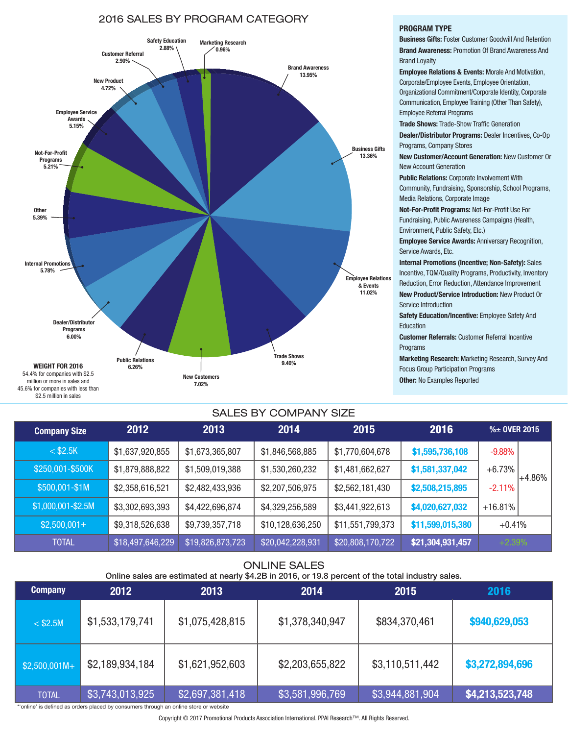## 2016 SALES BY PROGRAM CATEGORY

Brand Awareness 13.95%
Business Gifts 13.36%
Employee Relations & Events 11.02%
Trade Shows 9.40%
New Customers 7.02%
Public Relations 6.26%
Dealer/Distributor Programs 6.00%
Internal Promotions 5.78%
Other 5.39%
Not-For-Profit Programs 5.21%
Employee Service Awards 5.15%
New Product 4.72%
Customer Referral 2.90%
Safety Education 2.88%
Marketing Research 0.96%

**WEIGHT FOR 2016**
54.4% for companies with $2.5 million or more in sales and 45.6% for companies with less than $2.5 million in sales

### PROGRAM TYPE

**Business Gifts:** Foster Customer Goodwill And Retention

**Brand Awareness:** Promotion Of Brand Awareness And Brand Loyalty

**Employee Relations & Events:** Morale And Motivation, Corporate/Employee Events, Employee Orientation, Organizational Commitment/Corporate Identity, Corporate Communication, Employee Training (Other Than Safety), Employee Referral Programs

**Trade Shows:** Trade-Show Traffic Generation

**Dealer/Distributor Programs:** Dealer Incentives, Co-Op Programs, Company Stores

**New Customer/Account Generation:** New Customer Or New Account Generation

**Public Relations:** Corporate Involvement With Community, Fundraising, Sponsorship, School Programs, Media Relations, Corporate Image

**Not-For-Profit Programs:** Not-For-Profit Use For Fundraising, Public Awareness Campaigns (Health, Environment, Public Safety, Etc.)

**Employee Service Awards:** Anniversary Recognition, Service Awards, Etc.

**Internal Promotions (Incentive; Non-Safety):** Sales Incentive, TQM/Quality Programs, Productivity, Inventory Reduction, Error Reduction, Attendance Improvement

**New Product/Service Introduction:** New Product Or Service Introduction

**Safety Education/Incentive:** Employee Safety And Education

**Customer Referrals:** Customer Referral Incentive Programs

**Marketing Research:** Marketing Research, Survey And Focus Group Participation Programs

**Other:** No Examples Reported

## SALES BY COMPANY SIZE

| Company Size | 2012 | 2013 | 2014 | 2015 | 2016 | %± OVER 2015 | |
|---|---|---|---|---|---|---|---|
| < $2.5K | $1,637,920,855 | $1,673,365,807 | $1,846,568,885 | $1,770,604,678 | $1,595,736,108 | -9.88% | +4.86% |
| $250,001-$500K | $1,879,888,822 | $1,509,019,388 | $1,530,260,232 | $1,481,662,627 | $1,581,337,042 | +6.73% | |
| $500,001-$1M | $2,358,616,521 | $2,482,433,936 | $2,207,506,975 | $2,562,181,430 | $2,508,215,895 | -2.11% | |
| $1,000,001-$2.5M | $3,302,693,393 | $4,422,696,874 | $4,329,256,589 | $3,441,922,613 | $4,020,627,032 | +16.81% | |
| $2,500,001+ | $9,318,526,638 | $9,739,357,718 | $10,128,636,250 | $11,551,799,373 | $11,599,015,380 | +0.41% | |
| TOTAL | $18,497,646,229 | $19,826,873,723 | $20,042,228,931 | $20,808,170,722 | $21,304,931,457 | +2.39% | |

## ONLINE SALES

Online sales are estimated at nearly $4.2B in 2016, or 19.8 percent of the total industry sales.

| Company | 2012 | 2013 | 2014 | 2015 | 2016 |
|---|---|---|---|---|---|
| < $2.5M | $1,533,179,741 | $1,075,428,815 | $1,378,340,947 | $834,370,461 | $940,629,053 |
| $2,500,001M+ | $2,189,934,184 | $1,621,952,603 | $2,203,655,822 | $3,110,511,442 | $3,272,894,696 |
| TOTAL | $3,743,013,925 | $2,697,381,418 | $3,581,996,769 | $3,944,881,904 | $4,213,523,748 |

*'online' is defined as orders placed by consumers through an online store or website

Copyright © 2017 Promotional Products Association International. PPAI Research™. All Rights Reserved.